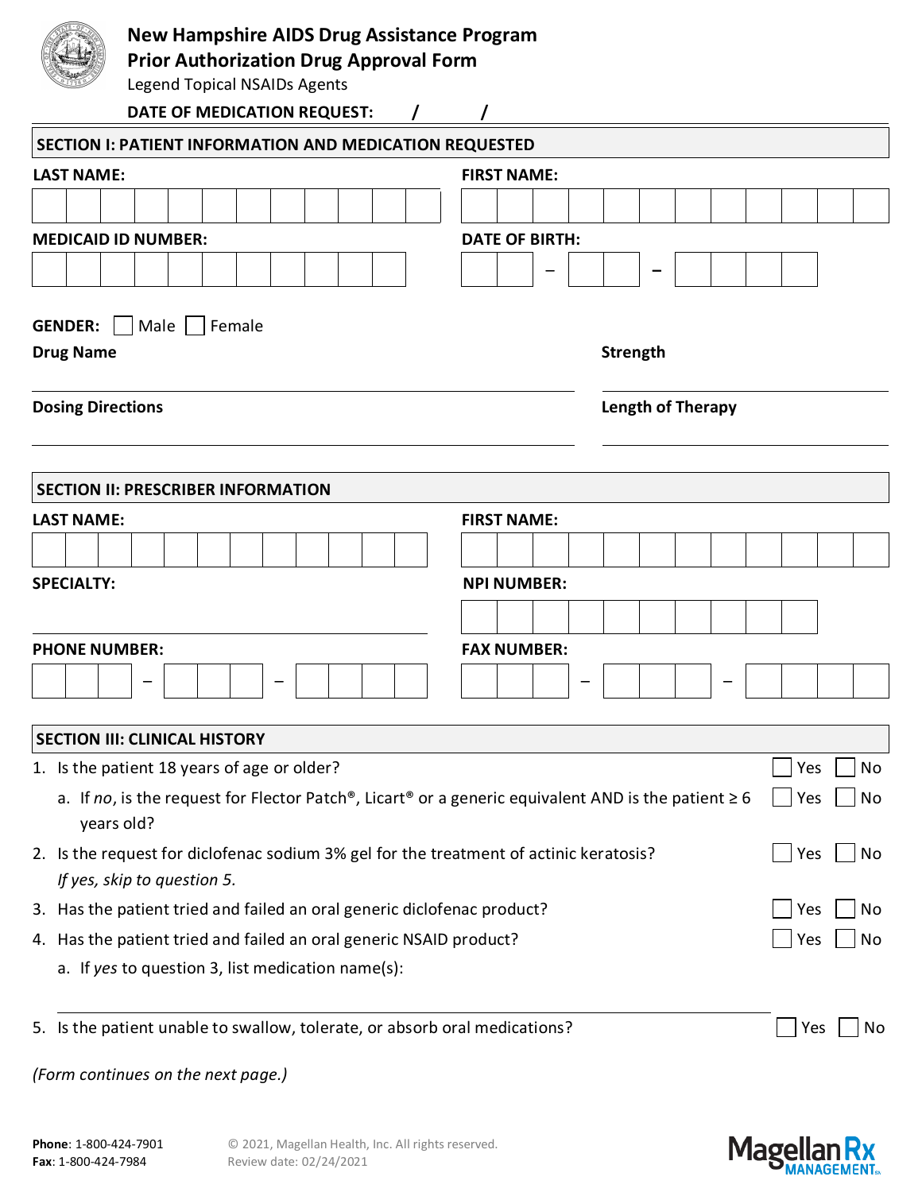# New Hampshire AIDS Drug Assistance Program
## Prior Authorization Drug Approval Form

Legend Topical NSAIDs Agents

**DATE OF MEDICATION REQUEST:** / /

### SECTION I: PATIENT INFORMATION AND MEDICATION REQUESTED

**LAST NAME:**

**FIRST NAME:**

**MEDICAID ID NUMBER:**

**DATE OF BIRTH:** – –

**GENDER:** ☐ Male ☐ Female

**Drug Name**

**Strength**

**Dosing Directions**

**Length of Therapy**

### SECTION II: PRESCRIBER INFORMATION

**LAST NAME:**

**FIRST NAME:**

**SPECIALTY:**

**NPI NUMBER:**

**PHONE NUMBER:** – –

**FAX NUMBER:** – –

### SECTION III: CLINICAL HISTORY

1. Is the patient 18 years of age or older? ☐ Yes ☐ No
   a. If *no*, is the request for Flector Patch®, Licart® or a generic equivalent AND is the patient ≥ 6 years old? ☐ Yes ☐ No
2. Is the request for diclofenac sodium 3% gel for the treatment of actinic keratosis? ☐ Yes ☐ No
   *If yes, skip to question 5.*
3. Has the patient tried and failed an oral generic diclofenac product? ☐ Yes ☐ No
4. Has the patient tried and failed an oral generic NSAID product? ☐ Yes ☐ No
   a. If *yes* to question 3, list medication name(s):
5. Is the patient unable to swallow, tolerate, or absorb oral medications? ☐ Yes ☐ No

*(Form continues on the next page.)*

**Phone**: 1-800-424-7901
**Fax**: 1-800-424-7984

© 2021, Magellan Health, Inc. All rights reserved.
Review date: 02/24/2021

Magellan Rx MANAGEMENT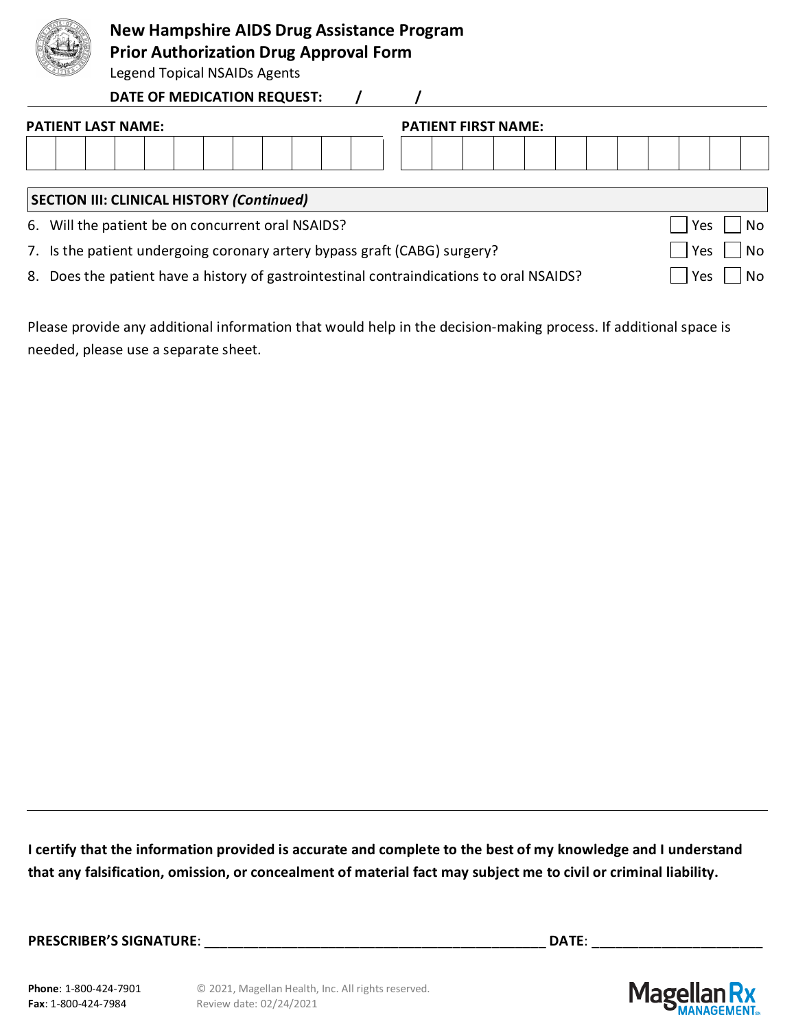**New Hampshire AIDS Drug Assistance Program**
**Prior Authorization Drug Approval Form**
Legend Topical NSAIDs Agents

**DATE OF MEDICATION REQUEST:** / /

**PATIENT LAST NAME:**

**PATIENT FIRST NAME:**

**SECTION III: CLINICAL HISTORY *(Continued)***

6. Will the patient be on concurrent oral NSAIDS? ☐ Yes ☐ No
7. Is the patient undergoing coronary artery bypass graft (CABG) surgery? ☐ Yes ☐ No
8. Does the patient have a history of gastrointestinal contraindications to oral NSAIDS? ☐ Yes ☐ No

Please provide any additional information that would help in the decision-making process. If additional space is needed, please use a separate sheet.

**I certify that the information provided is accurate and complete to the best of my knowledge and I understand that any falsification, omission, or concealment of material fact may subject me to civil or criminal liability.**

**PRESCRIBER'S SIGNATURE**: ______________________________ **DATE**: ____________________

**Phone**: 1-800-424-7901
**Fax**: 1-800-424-7984

© 2021, Magellan Health, Inc. All rights reserved.
Review date: 02/24/2021

Magellan Rx MANAGEMENT